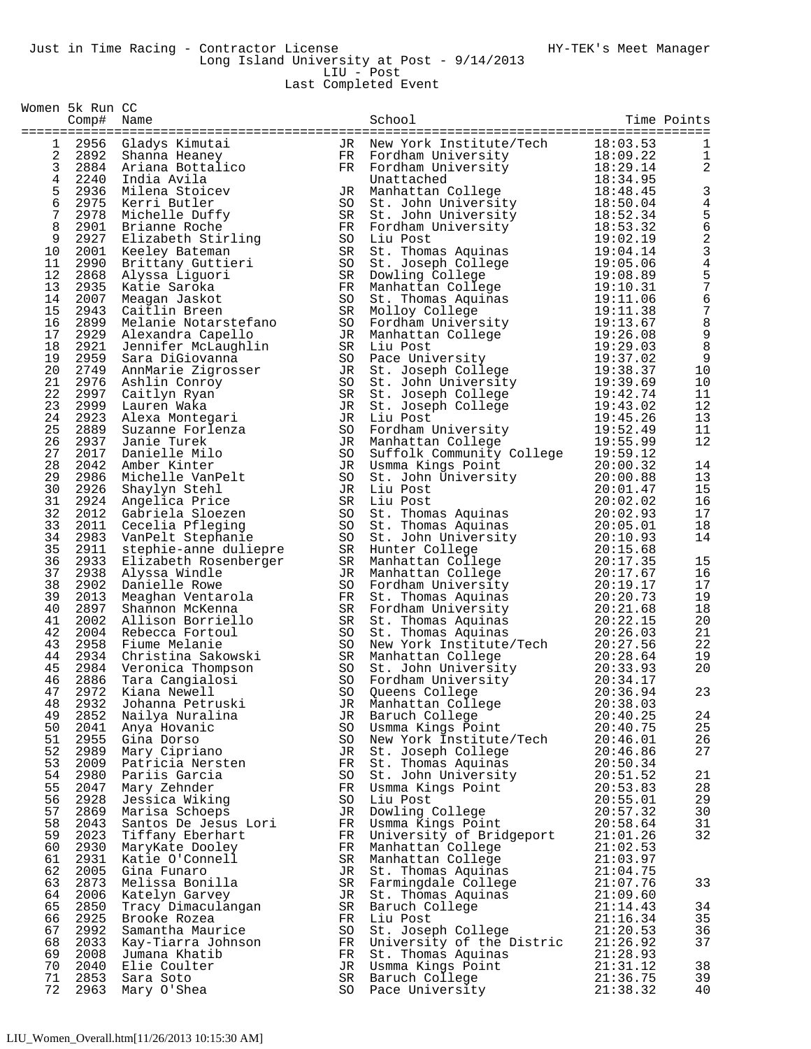Just in Time Racing - Contractor License HY-TEK's Meet Manager

Long Island University at Post - 9/14/2013

LIU - Post

Last Completed Event

## Women 5k Run CC

| | Comp# | Name | | School | Time | Points |
|---|---|---|---|---|---|---|
| 1 | 2956 | Gladys Kimutai | JR | New York Institute/Tech | 18:03.53 | 1 |
| 2 | 2892 | Shanna Heaney | FR | Fordham University | 18:09.22 | 1 |
| 3 | 2884 | Ariana Bottalico | FR | Fordham University | 18:29.14 | 2 |
| 4 | 2240 | India Avila | | Unattached | 18:34.95 | |
| 5 | 2936 | Milena Stoicev | JR | Manhattan College | 18:48.45 | 3 |
| 6 | 2975 | Kerri Butler | SO | St. John University | 18:50.04 | 4 |
| 7 | 2978 | Michelle Duffy | SR | St. John University | 18:52.34 | 5 |
| 8 | 2901 | Brianne Roche | FR | Fordham University | 18:53.32 | 6 |
| 9 | 2927 | Elizabeth Stirling | SO | Liu Post | 19:02.19 | 2 |
| 10 | 2001 | Keeley Bateman | SR | St. Thomas Aquinas | 19:04.14 | 3 |
| 11 | 2990 | Brittany Guttieri | SO | St. Joseph College | 19:05.06 | 4 |
| 12 | 2868 | Alyssa Liguori | SR | Dowling College | 19:08.89 | 5 |
| 13 | 2935 | Katie Saroka | FR | Manhattan College | 19:10.31 | 7 |
| 14 | 2007 | Meagan Jaskot | SO | St. Thomas Aquinas | 19:11.06 | 6 |
| 15 | 2943 | Caitlin Breen | SR | Molloy College | 19:11.38 | 7 |
| 16 | 2899 | Melanie Notarstefano | SO | Fordham University | 19:13.67 | 8 |
| 17 | 2929 | Alexandra Capello | JR | Manhattan College | 19:26.08 | 9 |
| 18 | 2921 | Jennifer McLaughlin | SR | Liu Post | 19:29.03 | 8 |
| 19 | 2959 | Sara DiGiovanna | SO | Pace University | 19:37.02 | 9 |
| 20 | 2749 | AnnMarie Zigrosser | JR | St. Joseph College | 19:38.37 | 10 |
| 21 | 2976 | Ashlin Conroy | SO | St. John University | 19:39.69 | 10 |
| 22 | 2997 | Caitlyn Ryan | SR | St. Joseph College | 19:42.74 | 11 |
| 23 | 2999 | Lauren Waka | JR | St. Joseph College | 19:43.02 | 12 |
| 24 | 2923 | Alexa Montegari | JR | Liu Post | 19:45.26 | 13 |
| 25 | 2889 | Suzanne Forlenza | SO | Fordham University | 19:52.49 | 11 |
| 26 | 2937 | Janie Turek | JR | Manhattan College | 19:55.99 | 12 |
| 27 | 2017 | Danielle Milo | SO | Suffolk Community College | 19:59.12 | |
| 28 | 2042 | Amber Kinter | JR | Usmma Kings Point | 20:00.32 | 14 |
| 29 | 2986 | Michelle VanPelt | SO | St. John University | 20:00.88 | 13 |
| 30 | 2926 | Shaylyn Stehl | JR | Liu Post | 20:01.47 | 15 |
| 31 | 2924 | Angelica Price | SR | Liu Post | 20:02.02 | 16 |
| 32 | 2012 | Gabriela Sloezen | SO | St. Thomas Aquinas | 20:02.93 | 17 |
| 33 | 2011 | Cecelia Pfleging | SO | St. Thomas Aquinas | 20:05.01 | 18 |
| 34 | 2983 | VanPelt Stephanie | SO | St. John University | 20:10.93 | 14 |
| 35 | 2911 | stephie-anne duliepre | SR | Hunter College | 20:15.68 | |
| 36 | 2933 | Elizabeth Rosenberger | SR | Manhattan College | 20:17.35 | 15 |
| 37 | 2938 | Alyssa Windle | JR | Manhattan College | 20:17.67 | 16 |
| 38 | 2902 | Danielle Rowe | SO | Fordham University | 20:19.17 | 17 |
| 39 | 2013 | Meaghan Ventarola | FR | St. Thomas Aquinas | 20:20.73 | 19 |
| 40 | 2897 | Shannon McKenna | SR | Fordham University | 20:21.68 | 18 |
| 41 | 2002 | Allison Borriello | SR | St. Thomas Aquinas | 20:22.15 | 20 |
| 42 | 2004 | Rebecca Fortoul | SO | St. Thomas Aquinas | 20:26.03 | 21 |
| 43 | 2958 | Fiume Melanie | SO | New York Institute/Tech | 20:27.56 | 22 |
| 44 | 2934 | Christina Sakowski | SR | Manhattan College | 20:28.64 | 19 |
| 45 | 2984 | Veronica Thompson | SO | St. John University | 20:33.93 | 20 |
| 46 | 2886 | Tara Cangialosi | SO | Fordham University | 20:34.17 | |
| 47 | 2972 | Kiana Newell | SO | Queens College | 20:36.94 | 23 |
| 48 | 2932 | Johanna Petruski | JR | Manhattan College | 20:38.03 | |
| 49 | 2852 | Nailya Nuralina | JR | Baruch College | 20:40.25 | 24 |
| 50 | 2041 | Anya Hovanic | SO | Usmma Kings Point | 20:40.75 | 25 |
| 51 | 2955 | Gina Dorso | SO | New York Institute/Tech | 20:46.01 | 26 |
| 52 | 2989 | Mary Cipriano | JR | St. Joseph College | 20:46.86 | 27 |
| 53 | 2009 | Patricia Nersten | FR | St. Thomas Aquinas | 20:50.34 | |
| 54 | 2980 | Pariis Garcia | SO | St. John University | 20:51.52 | 21 |
| 55 | 2047 | Mary Zehnder | FR | Usmma Kings Point | 20:53.83 | 28 |
| 56 | 2928 | Jessica Wiking | SO | Liu Post | 20:55.01 | 29 |
| 57 | 2869 | Marisa Schoeps | JR | Dowling College | 20:57.32 | 30 |
| 58 | 2043 | Santos De Jesus Lori | FR | Usmma Kings Point | 20:58.64 | 31 |
| 59 | 2023 | Tiffany Eberhart | FR | University of Bridgeport | 21:01.26 | 32 |
| 60 | 2930 | MaryKate Dooley | FR | Manhattan College | 21:02.53 | |
| 61 | 2931 | Katie O'Connell | SR | Manhattan College | 21:03.97 | |
| 62 | 2005 | Gina Funaro | JR | St. Thomas Aquinas | 21:04.75 | |
| 63 | 2873 | Melissa Bonilla | SR | Farmingdale College | 21:07.76 | 33 |
| 64 | 2006 | Katelyn Garvey | JR | St. Thomas Aquinas | 21:09.60 | |
| 65 | 2850 | Tracy Dimaculangan | SR | Baruch College | 21:14.43 | 34 |
| 66 | 2925 | Brooke Rozea | FR | Liu Post | 21:16.34 | 35 |
| 67 | 2992 | Samantha Maurice | SO | St. Joseph College | 21:20.53 | 36 |
| 68 | 2033 | Kay-Tiarra Johnson | FR | University of the Distric | 21:26.92 | 37 |
| 69 | 2008 | Jumana Khatib | FR | St. Thomas Aquinas | 21:28.93 | |
| 70 | 2040 | Elie Coulter | JR | Usmma Kings Point | 21:31.12 | 38 |
| 71 | 2853 | Sara Soto | SR | Baruch College | 21:36.75 | 39 |
| 72 | 2963 | Mary O'Shea | SO | Pace University | 21:38.32 | 40 |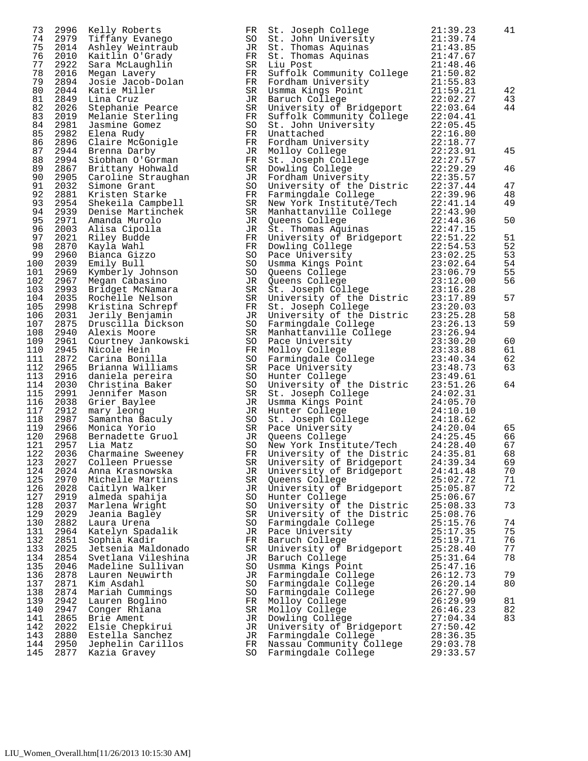| Place | Bib | Name | Yr | School | Time | Score |
|---|---|---|---|---|---|---|
| 73 | 2996 | Kelly Roberts | FR | St. Joseph College | 21:39.23 | 41 |
| 74 | 2979 | Tiffany Evanego | SO | St. John University | 21:39.74 | |
| 75 | 2014 | Ashley Weintraub | JR | St. Thomas Aquinas | 21:43.85 | |
| 76 | 2010 | Kaitlin O'Grady | FR | St. Thomas Aquinas | 21:47.67 | |
| 77 | 2922 | Sara McLaughlin | SR | Liu Post | 21:48.46 | |
| 78 | 2016 | Megan Lavery | FR | Suffolk Community College | 21:50.82 | |
| 79 | 2894 | Josie Jacob-Dolan | FR | Fordham University | 21:55.83 | |
| 80 | 2044 | Katie Miller | SR | Usmma Kings Point | 21:59.21 | 42 |
| 81 | 2849 | Lina Cruz | JR | Baruch College | 22:02.27 | 43 |
| 82 | 2026 | Stephanie Pearce | SR | University of Bridgeport | 22:03.64 | 44 |
| 83 | 2019 | Melanie Sterling | FR | Suffolk Community College | 22:04.41 | |
| 84 | 2981 | Jasmine Gomez | SO | St. John University | 22:05.45 | |
| 85 | 2982 | Elena Rudy | FR | Unattached | 22:16.80 | |
| 86 | 2896 | Claire McGonigle | FR | Fordham University | 22:18.77 | |
| 87 | 2944 | Brenna Darby | JR | Molloy College | 22:23.91 | 45 |
| 88 | 2994 | Siobhan O'Gorman | FR | St. Joseph College | 22:27.57 | |
| 89 | 2867 | Brittany Hohwald | SR | Dowling College | 22:29.29 | 46 |
| 90 | 2905 | Caroline Straughan | JR | Fordham University | 22:35.57 | |
| 91 | 2032 | Simone Grant | SO | University of the Distric | 22:37.44 | 47 |
| 92 | 2881 | Kristen Starke | FR | Farmingdale College | 22:39.96 | 48 |
| 93 | 2954 | Shekeila Campbell | SR | New York Institute/Tech | 22:41.14 | 49 |
| 94 | 2939 | Denise Martinchek | SR | Manhattanville College | 22:43.90 | |
| 95 | 2971 | Amanda Murolo | JR | Queens College | 22:44.36 | 50 |
| 96 | 2003 | Alisa Cipolla | JR | St. Thomas Aquinas | 22:47.15 | |
| 97 | 2021 | Riley Budde | FR | University of Bridgeport | 22:51.22 | 51 |
| 98 | 2870 | Kayla Wahl | FR | Dowling College | 22:54.53 | 52 |
| 99 | 2960 | Bianca Gizzo | SO | Pace University | 23:02.25 | 53 |
| 100 | 2039 | Emily Bull | SO | Usmma Kings Point | 23:02.64 | 54 |
| 101 | 2969 | Kymberly Johnson | SO | Queens College | 23:06.79 | 55 |
| 102 | 2967 | Megan Cabasino | JR | Queens College | 23:12.00 | 56 |
| 103 | 2993 | Bridget McNamara | SR | St. Joseph College | 23:16.28 | |
| 104 | 2035 | Rochelle Nelson | SR | University of the Distric | 23:17.89 | 57 |
| 105 | 2998 | Kristina Schrepf | FR | St. Joseph College | 23:20.03 | |
| 106 | 2031 | Jerily Benjamin | JR | University of the Distric | 23:25.28 | 58 |
| 107 | 2875 | Druscilla Dickson | SO | Farmingdale College | 23:26.13 | 59 |
| 108 | 2940 | Alexis Moore | SR | Manhattanville College | 23:26.94 | |
| 109 | 2961 | Courtney Jankowski | SO | Pace University | 23:30.20 | 60 |
| 110 | 2945 | Nicole Hein | FR | Molloy College | 23:33.88 | 61 |
| 111 | 2872 | Carina Bonilla | SO | Farmingdale College | 23:40.34 | 62 |
| 112 | 2965 | Brianna Williams | SR | Pace University | 23:48.73 | 63 |
| 113 | 2916 | daniela pereira | SO | Hunter College | 23:49.61 | |
| 114 | 2030 | Christina Baker | SO | University of the Distric | 23:51.26 | 64 |
| 115 | 2991 | Jennifer Mason | SR | St. Joseph College | 24:02.31 | |
| 116 | 2038 | Grier Baylee | JR | Usmma Kings Point | 24:05.70 | |
| 117 | 2912 | mary leong | JR | Hunter College | 24:10.10 | |
| 118 | 2987 | Samantha Baculy | SO | St. Joseph College | 24:18.62 | |
| 119 | 2966 | Monica Yorio | SR | Pace University | 24:20.04 | 65 |
| 120 | 2968 | Bernadette Gruol | JR | Queens College | 24:25.45 | 66 |
| 121 | 2957 | Lia Matz | SO | New York Institute/Tech | 24:28.40 | 67 |
| 122 | 2036 | Charmaine Sweeney | FR | University of the Distric | 24:35.81 | 68 |
| 123 | 2027 | Colleen Pruesse | SR | University of Bridgeport | 24:39.34 | 69 |
| 124 | 2024 | Anna Krasnowska | JR | University of Bridgeport | 24:41.48 | 70 |
| 125 | 2970 | Michelle Martins | SR | Queens College | 25:02.72 | 71 |
| 126 | 2028 | Caitlyn Walker | JR | University of Bridgeport | 25:05.87 | 72 |
| 127 | 2919 | almeda spahija | SO | Hunter College | 25:06.67 | |
| 128 | 2037 | Marlena Wright | SO | University of the Distric | 25:08.33 | 73 |
| 129 | 2029 | Jeania Bagley | SR | University of the Distric | 25:08.76 | |
| 130 | 2882 | Laura Urena | SO | Farmingdale College | 25:15.76 | 74 |
| 131 | 2964 | Katelyn Spadalik | JR | Pace University | 25:17.35 | 75 |
| 132 | 2851 | Sophia Kadir | FR | Baruch College | 25:19.71 | 76 |
| 133 | 2025 | Jetsenia Maldonado | SR | University of Bridgeport | 25:28.40 | 77 |
| 134 | 2854 | Svetlana Vileshina | JR | Baruch College | 25:31.64 | 78 |
| 135 | 2046 | Madeline Sullivan | SO | Usmma Kings Point | 25:47.16 | |
| 136 | 2878 | Lauren Neuwirth | JR | Farmingdale College | 26:12.73 | 79 |
| 137 | 2871 | Kim Asdahl | SO | Farmingdale College | 26:20.14 | 80 |
| 138 | 2874 | Mariah Cummings | SO | Farmingdale College | 26:27.90 | |
| 139 | 2942 | Lauren Boglino | FR | Molloy College | 26:29.99 | 81 |
| 140 | 2947 | Conger Rhiana | SR | Molloy College | 26:46.23 | 82 |
| 141 | 2865 | Brie Ament | JR | Dowling College | 27:04.34 | 83 |
| 142 | 2022 | Elsie Chepkirui | JR | University of Bridgeport | 27:50.42 | |
| 143 | 2880 | Estella Sanchez | JR | Farmingdale College | 28:36.35 | |
| 144 | 2950 | Jephelin Carillos | FR | Nassau Community College | 29:03.78 | |
| 145 | 2877 | Kazia Gravey | SO | Farmingdale College | 29:33.57 | |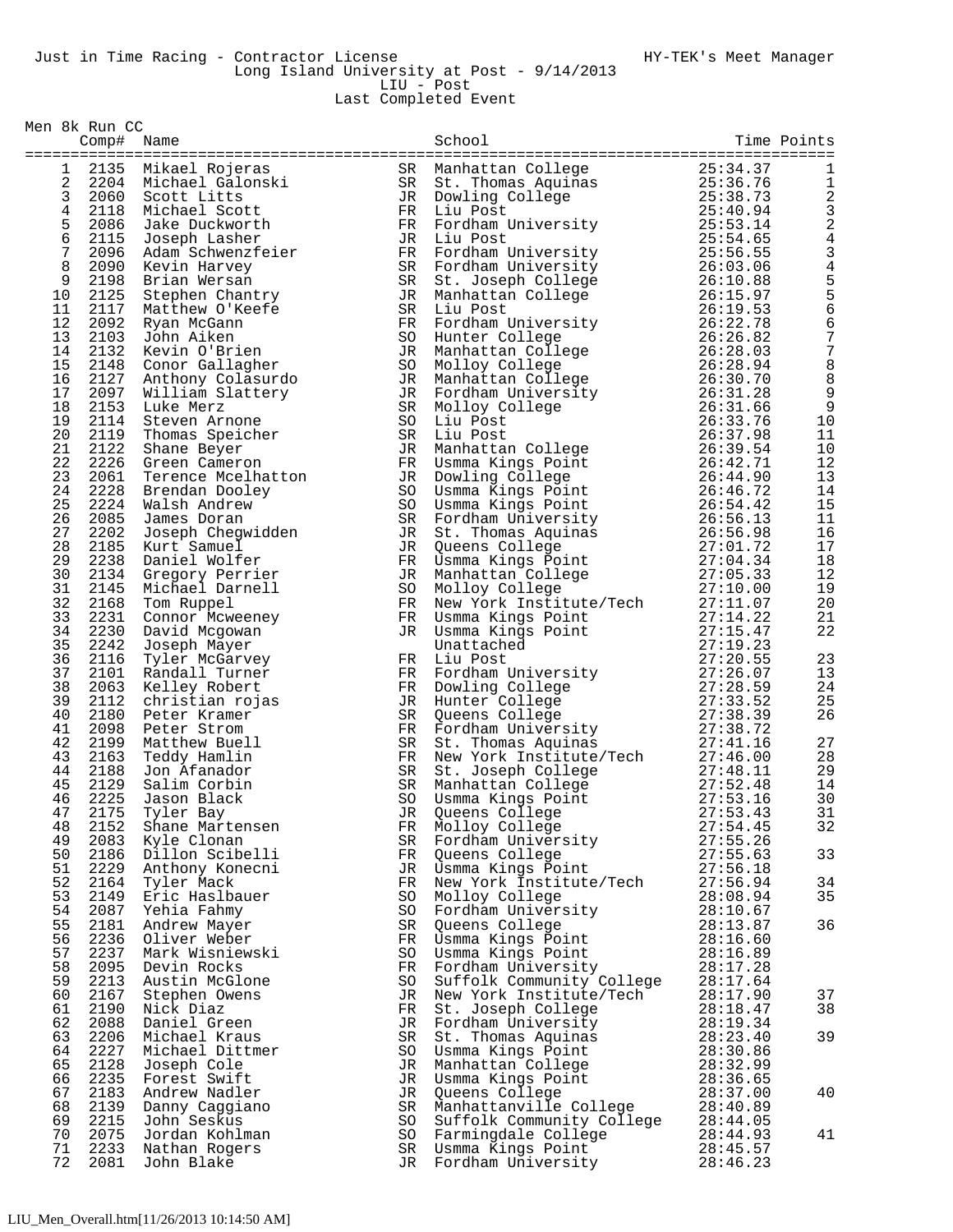Just in Time Racing - Contractor License HY-TEK's Meet Manager

Long Island University at Post - 9/14/2013

LIU - Post

Last Completed Event

## Men 8k Run CC

| Place | Comp# | Name | Yr | School | Time | Points |
|---|---|---|---|---|---|---|
| 1 | 2135 | Mikael Rojeras | SR | Manhattan College | 25:34.37 | 1 |
| 2 | 2204 | Michael Galonski | SR | St. Thomas Aquinas | 25:36.76 | 1 |
| 3 | 2060 | Scott Litts | JR | Dowling College | 25:38.73 | 2 |
| 4 | 2118 | Michael Scott | FR | Liu Post | 25:40.94 | 3 |
| 5 | 2086 | Jake Duckworth | FR | Fordham University | 25:53.14 | 2 |
| 6 | 2115 | Joseph Lasher | JR | Liu Post | 25:54.65 | 4 |
| 7 | 2096 | Adam Schwenzfeier | FR | Fordham University | 25:56.55 | 3 |
| 8 | 2090 | Kevin Harvey | SR | Fordham University | 26:03.06 | 4 |
| 9 | 2198 | Brian Wersan | SR | St. Joseph College | 26:10.88 | 5 |
| 10 | 2125 | Stephen Chantry | JR | Manhattan College | 26:15.97 | 5 |
| 11 | 2117 | Matthew O'Keefe | SR | Liu Post | 26:19.53 | 6 |
| 12 | 2092 | Ryan McGann | FR | Fordham University | 26:22.78 | 6 |
| 13 | 2103 | John Aiken | SO | Hunter College | 26:26.82 | 7 |
| 14 | 2132 | Kevin O'Brien | JR | Manhattan College | 26:28.03 | 7 |
| 15 | 2148 | Conor Gallagher | SO | Molloy College | 26:28.94 | 8 |
| 16 | 2127 | Anthony Colasurdo | JR | Manhattan College | 26:30.70 | 8 |
| 17 | 2097 | William Slattery | JR | Fordham University | 26:31.28 | 9 |
| 18 | 2153 | Luke Merz | SR | Molloy College | 26:31.66 | 9 |
| 19 | 2114 | Steven Arnone | SO | Liu Post | 26:33.76 | 10 |
| 20 | 2119 | Thomas Speicher | SR | Liu Post | 26:37.98 | 11 |
| 21 | 2122 | Shane Beyer | JR | Manhattan College | 26:39.54 | 10 |
| 22 | 2226 | Green Cameron | FR | Usmma Kings Point | 26:42.71 | 12 |
| 23 | 2061 | Terence Mcelhatton | JR | Dowling College | 26:44.90 | 13 |
| 24 | 2228 | Brendan Dooley | SO | Usmma Kings Point | 26:46.72 | 14 |
| 25 | 2224 | Walsh Andrew | SO | Usmma Kings Point | 26:54.42 | 15 |
| 26 | 2085 | James Doran | SR | Fordham University | 26:56.13 | 11 |
| 27 | 2202 | Joseph Chegwidden | JR | St. Thomas Aquinas | 26:56.98 | 16 |
| 28 | 2185 | Kurt Samuel | JR | Queens College | 27:01.72 | 17 |
| 29 | 2238 | Daniel Wolfer | FR | Usmma Kings Point | 27:04.34 | 18 |
| 30 | 2134 | Gregory Perrier | JR | Manhattan College | 27:05.33 | 12 |
| 31 | 2145 | Michael Darnell | SO | Molloy College | 27:10.00 | 19 |
| 32 | 2168 | Tom Ruppel | FR | New York Institute/Tech | 27:11.07 | 20 |
| 33 | 2231 | Connor Mcweeney | FR | Usmma Kings Point | 27:14.22 | 21 |
| 34 | 2230 | David Mcgowan | JR | Usmma Kings Point | 27:15.47 | 22 |
| 35 | 2242 | Joseph Mayer | | Unattached | 27:19.23 | |
| 36 | 2116 | Tyler McGarvey | FR | Liu Post | 27:20.55 | 23 |
| 37 | 2101 | Randall Turner | FR | Fordham University | 27:26.07 | 13 |
| 38 | 2063 | Kelley Robert | FR | Dowling College | 27:28.59 | 24 |
| 39 | 2112 | christian rojas | JR | Hunter College | 27:33.52 | 25 |
| 40 | 2180 | Peter Kramer | SR | Queens College | 27:38.39 | 26 |
| 41 | 2098 | Peter Strom | FR | Fordham University | 27:38.72 | |
| 42 | 2199 | Matthew Buell | SR | St. Thomas Aquinas | 27:41.16 | 27 |
| 43 | 2163 | Teddy Hamlin | FR | New York Institute/Tech | 27:46.00 | 28 |
| 44 | 2188 | Jon Afanador | SR | St. Joseph College | 27:48.11 | 29 |
| 45 | 2129 | Salim Corbin | SR | Manhattan College | 27:52.48 | 14 |
| 46 | 2225 | Jason Black | SO | Usmma Kings Point | 27:53.16 | 30 |
| 47 | 2175 | Tyler Bay | JR | Queens College | 27:53.43 | 31 |
| 48 | 2152 | Shane Martensen | FR | Molloy College | 27:54.45 | 32 |
| 49 | 2083 | Kyle Clonan | SR | Fordham University | 27:55.26 | |
| 50 | 2186 | Dillon Scibelli | FR | Queens College | 27:55.63 | 33 |
| 51 | 2229 | Anthony Konecni | JR | Usmma Kings Point | 27:56.18 | |
| 52 | 2164 | Tyler Mack | FR | New York Institute/Tech | 27:56.94 | 34 |
| 53 | 2149 | Eric Haslbauer | SO | Molloy College | 28:08.94 | 35 |
| 54 | 2087 | Yehia Fahmy | SO | Fordham University | 28:10.67 | |
| 55 | 2181 | Andrew Mayer | SR | Queens College | 28:13.87 | 36 |
| 56 | 2236 | Oliver Weber | FR | Usmma Kings Point | 28:16.60 | |
| 57 | 2237 | Mark Wisniewski | SO | Usmma Kings Point | 28:16.89 | |
| 58 | 2095 | Devin Rocks | FR | Fordham University | 28:17.28 | |
| 59 | 2213 | Austin McGlone | SO | Suffolk Community College | 28:17.64 | |
| 60 | 2167 | Stephen Owens | JR | New York Institute/Tech | 28:17.90 | 37 |
| 61 | 2190 | Nick Diaz | FR | St. Joseph College | 28:18.47 | 38 |
| 62 | 2088 | Daniel Green | JR | Fordham University | 28:19.34 | |
| 63 | 2206 | Michael Kraus | SR | St. Thomas Aquinas | 28:23.40 | 39 |
| 64 | 2227 | Michael Dittmer | SO | Usmma Kings Point | 28:30.86 | |
| 65 | 2128 | Joseph Cole | JR | Manhattan College | 28:32.99 | |
| 66 | 2235 | Forest Swift | JR | Usmma Kings Point | 28:36.65 | |
| 67 | 2183 | Andrew Nadler | JR | Queens College | 28:37.00 | 40 |
| 68 | 2139 | Danny Caggiano | SR | Manhattanville College | 28:40.89 | |
| 69 | 2215 | John Seskus | SO | Suffolk Community College | 28:44.05 | |
| 70 | 2075 | Jordan Kohlman | SO | Farmingdale College | 28:44.93 | 41 |
| 71 | 2233 | Nathan Rogers | SR | Usmma Kings Point | 28:45.57 | |
| 72 | 2081 | John Blake | JR | Fordham University | 28:46.23 | |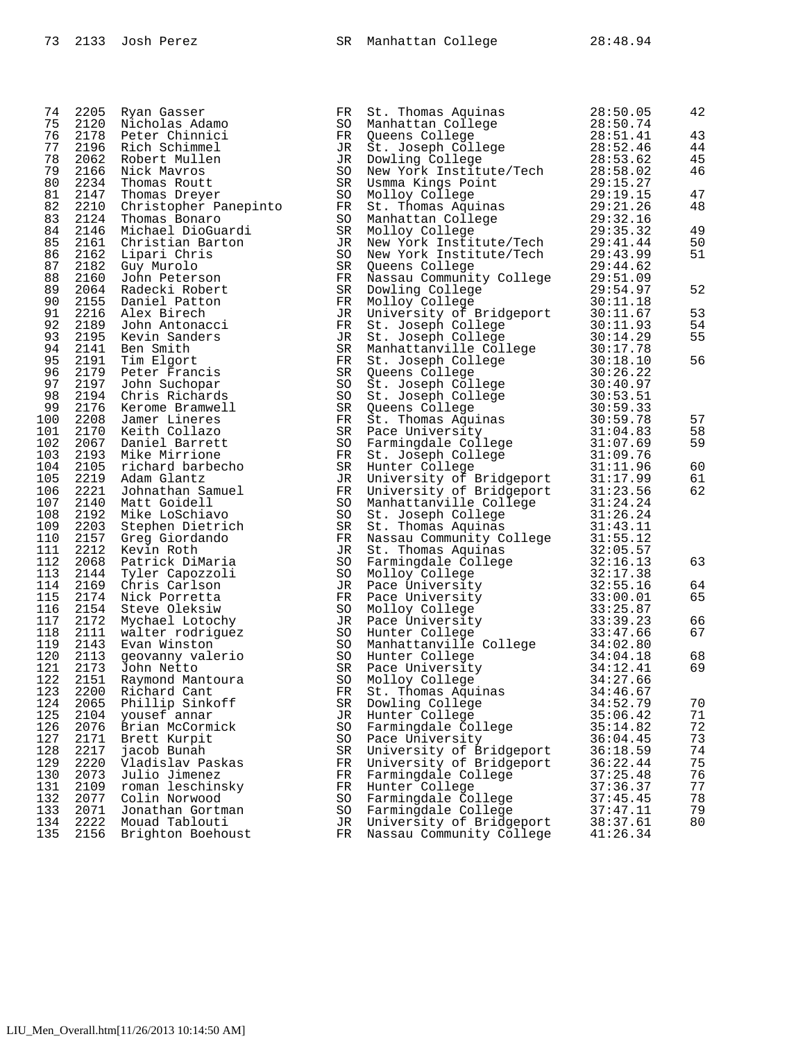| | | | | | | |
|---|---|---|---|---|---|---|
| 73 | 2133 | Josh Perez | SR | Manhattan College | 28:48.94 | |
| 74 | 2205 | Ryan Gasser | FR | St. Thomas Aquinas | 28:50.05 | 42 |
| 75 | 2120 | Nicholas Adamo | SO | Manhattan College | 28:50.74 | |
| 76 | 2178 | Peter Chinnici | FR | Queens College | 28:51.41 | 43 |
| 77 | 2196 | Rich Schimmel | JR | St. Joseph College | 28:52.46 | 44 |
| 78 | 2062 | Robert Mullen | JR | Dowling College | 28:53.62 | 45 |
| 79 | 2166 | Nick Mavros | SO | New York Institute/Tech | 28:58.02 | 46 |
| 80 | 2234 | Thomas Routt | SR | Usmma Kings Point | 29:15.27 | |
| 81 | 2147 | Thomas Dreyer | SO | Molloy College | 29:19.15 | 47 |
| 82 | 2210 | Christopher Panepinto | FR | St. Thomas Aquinas | 29:21.26 | 48 |
| 83 | 2124 | Thomas Bonaro | SO | Manhattan College | 29:32.16 | |
| 84 | 2146 | Michael DioGuardi | SR | Molloy College | 29:35.32 | 49 |
| 85 | 2161 | Christian Barton | JR | New York Institute/Tech | 29:41.44 | 50 |
| 86 | 2162 | Lipari Chris | SO | New York Institute/Tech | 29:43.99 | 51 |
| 87 | 2182 | Guy Murolo | SR | Queens College | 29:44.62 | |
| 88 | 2160 | John Peterson | FR | Nassau Community College | 29:51.09 | |
| 89 | 2064 | Radecki Robert | SR | Dowling College | 29:54.97 | 52 |
| 90 | 2155 | Daniel Patton | FR | Molloy College | 30:11.18 | |
| 91 | 2216 | Alex Birech | JR | University of Bridgeport | 30:11.67 | 53 |
| 92 | 2189 | John Antonacci | FR | St. Joseph College | 30:11.93 | 54 |
| 93 | 2195 | Kevin Sanders | JR | St. Joseph College | 30:14.29 | 55 |
| 94 | 2141 | Ben Smith | SR | Manhattanville College | 30:17.78 | |
| 95 | 2191 | Tim Elgort | FR | St. Joseph College | 30:18.10 | 56 |
| 96 | 2179 | Peter Francis | SR | Queens College | 30:26.22 | |
| 97 | 2197 | John Suchopar | SO | St. Joseph College | 30:40.97 | |
| 98 | 2194 | Chris Richards | SO | St. Joseph College | 30:53.51 | |
| 99 | 2176 | Kerome Bramwell | SR | Queens College | 30:59.33 | |
| 100 | 2208 | Jamer Lineres | FR | St. Thomas Aquinas | 30:59.78 | 57 |
| 101 | 2170 | Keith Collazo | SR | Pace University | 31:04.83 | 58 |
| 102 | 2067 | Daniel Barrett | SO | Farmingdale College | 31:07.69 | 59 |
| 103 | 2193 | Mike Mirrione | FR | St. Joseph College | 31:09.76 | |
| 104 | 2105 | richard barbecho | SR | Hunter College | 31:11.96 | 60 |
| 105 | 2219 | Adam Glantz | JR | University of Bridgeport | 31:17.99 | 61 |
| 106 | 2221 | Johnathan Samuel | FR | University of Bridgeport | 31:23.56 | 62 |
| 107 | 2140 | Matt Goidell | SO | Manhattanville College | 31:24.24 | |
| 108 | 2192 | Mike LoSchiavo | SO | St. Joseph College | 31:26.24 | |
| 109 | 2203 | Stephen Dietrich | SR | St. Thomas Aquinas | 31:43.11 | |
| 110 | 2157 | Greg Giordando | FR | Nassau Community College | 31:55.12 | |
| 111 | 2212 | Kevin Roth | JR | St. Thomas Aquinas | 32:05.57 | |
| 112 | 2068 | Patrick DiMaria | SO | Farmingdale College | 32:16.13 | 63 |
| 113 | 2144 | Tyler Capozzoli | SO | Molloy College | 32:17.38 | |
| 114 | 2169 | Chris Carlson | JR | Pace University | 32:55.16 | 64 |
| 115 | 2174 | Nick Porretta | FR | Pace University | 33:00.01 | 65 |
| 116 | 2154 | Steve Oleksiw | SO | Molloy College | 33:25.87 | |
| 117 | 2172 | Mychael Lotochy | JR | Pace University | 33:39.23 | 66 |
| 118 | 2111 | walter rodriguez | SO | Hunter College | 33:47.66 | 67 |
| 119 | 2143 | Evan Winston | SO | Manhattanville College | 34:02.80 | |
| 120 | 2113 | geovanny valerio | SO | Hunter College | 34:04.18 | 68 |
| 121 | 2173 | John Netto | SR | Pace University | 34:12.41 | 69 |
| 122 | 2151 | Raymond Mantoura | SO | Molloy College | 34:27.66 | |
| 123 | 2200 | Richard Cant | FR | St. Thomas Aquinas | 34:46.67 | |
| 124 | 2065 | Phillip Sinkoff | SR | Dowling College | 34:52.79 | 70 |
| 125 | 2104 | yousef annar | JR | Hunter College | 35:06.42 | 71 |
| 126 | 2076 | Brian McCormick | SO | Farmingdale College | 35:14.82 | 72 |
| 127 | 2171 | Brett Kurpit | SO | Pace University | 36:04.45 | 73 |
| 128 | 2217 | jacob Bunah | SR | University of Bridgeport | 36:18.59 | 74 |
| 129 | 2220 | Vladislav Paskas | FR | University of Bridgeport | 36:22.44 | 75 |
| 130 | 2073 | Julio Jimenez | FR | Farmingdale College | 37:25.48 | 76 |
| 131 | 2109 | roman leschinsky | FR | Hunter College | 37:36.37 | 77 |
| 132 | 2077 | Colin Norwood | SO | Farmingdale College | 37:45.45 | 78 |
| 133 | 2071 | Jonathan Gortman | SO | Farmingdale College | 37:47.11 | 79 |
| 134 | 2222 | Mouad Tablouti | JR | University of Bridgeport | 38:37.61 | 80 |
| 135 | 2156 | Brighton Boehoust | FR | Nassau Community College | 41:26.34 | |